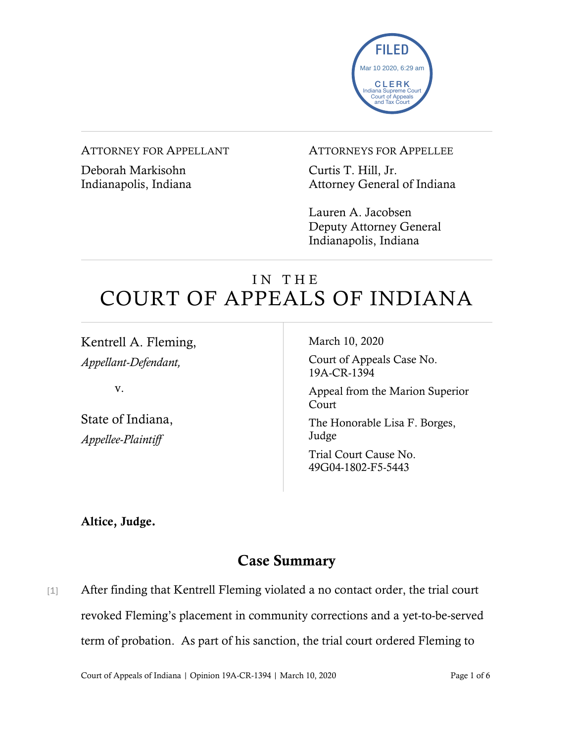FILED
Mar 10 2020, 6:29 am
CLERK
Indiana Supreme Court
Court of Appeals
and Tax Court

ATTORNEY FOR APPELLANT

Deborah Markisohn
Indianapolis, Indiana

ATTORNEYS FOR APPELLEE

Curtis T. Hill, Jr.
Attorney General of Indiana

Lauren A. Jacobsen
Deputy Attorney General
Indianapolis, Indiana

# IN THE COURT OF APPEALS OF INDIANA

Kentrell A. Fleming,
*Appellant-Defendant,*

v.

State of Indiana,
*Appellee-Plaintiff*

March 10, 2020

Court of Appeals Case No. 19A-CR-1394

Appeal from the Marion Superior Court

The Honorable Lisa F. Borges, Judge

Trial Court Cause No. 49G04-1802-F5-5443

**Altice, Judge.**

## Case Summary

[1] After finding that Kentrell Fleming violated a no contact order, the trial court revoked Fleming's placement in community corrections and a yet-to-be-served term of probation. As part of his sanction, the trial court ordered Fleming to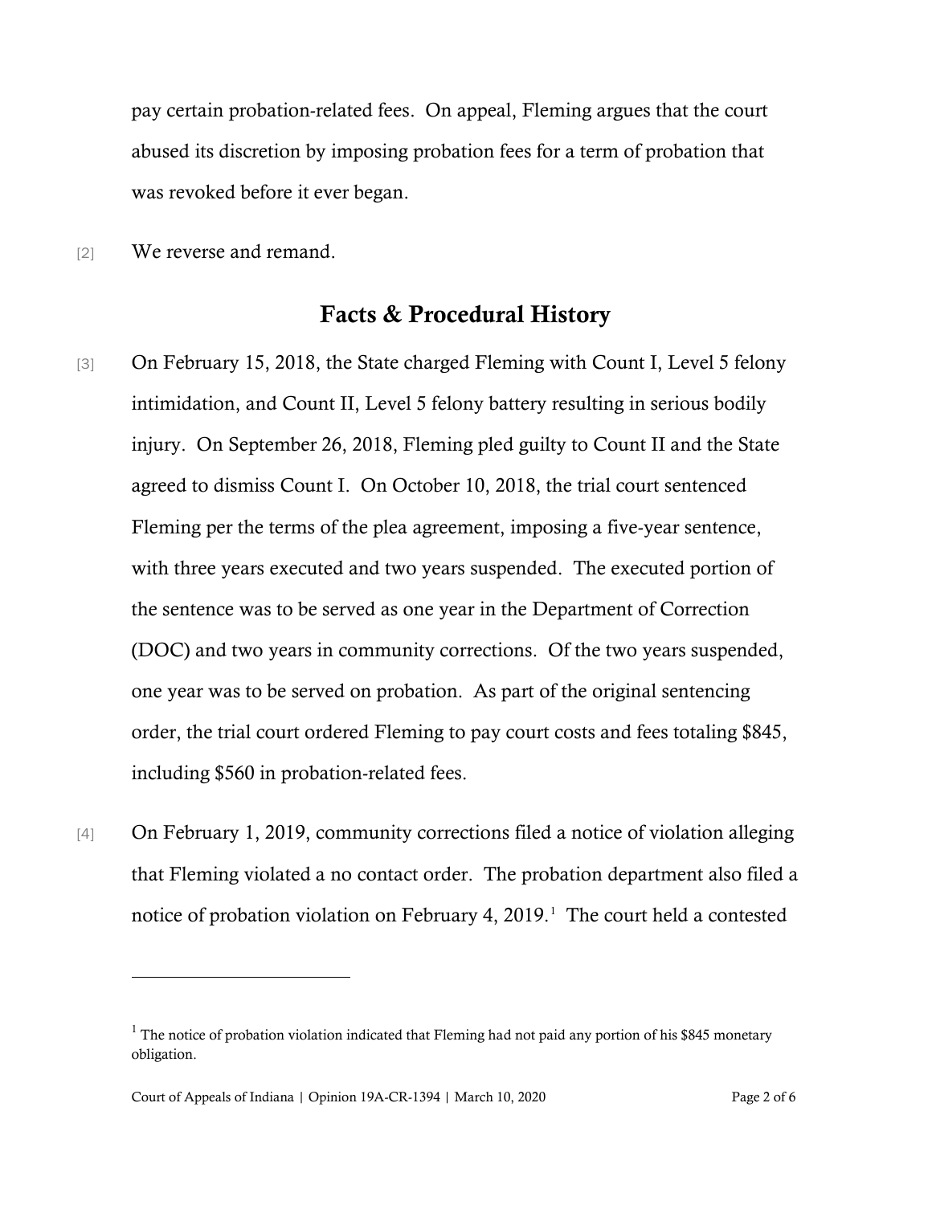pay certain probation-related fees. On appeal, Fleming argues that the court abused its discretion by imposing probation fees for a term of probation that was revoked before it ever began.

[2] We reverse and remand.

## Facts & Procedural History

[3] On February 15, 2018, the State charged Fleming with Count I, Level 5 felony intimidation, and Count II, Level 5 felony battery resulting in serious bodily injury. On September 26, 2018, Fleming pled guilty to Count II and the State agreed to dismiss Count I. On October 10, 2018, the trial court sentenced Fleming per the terms of the plea agreement, imposing a five-year sentence, with three years executed and two years suspended. The executed portion of the sentence was to be served as one year in the Department of Correction (DOC) and two years in community corrections. Of the two years suspended, one year was to be served on probation. As part of the original sentencing order, the trial court ordered Fleming to pay court costs and fees totaling $845, including $560 in probation-related fees.

[4] On February 1, 2019, community corrections filed a notice of violation alleging that Fleming violated a no contact order. The probation department also filed a notice of probation violation on February 4, 2019.[1] The court held a contested

[1] The notice of probation violation indicated that Fleming had not paid any portion of his $845 monetary obligation.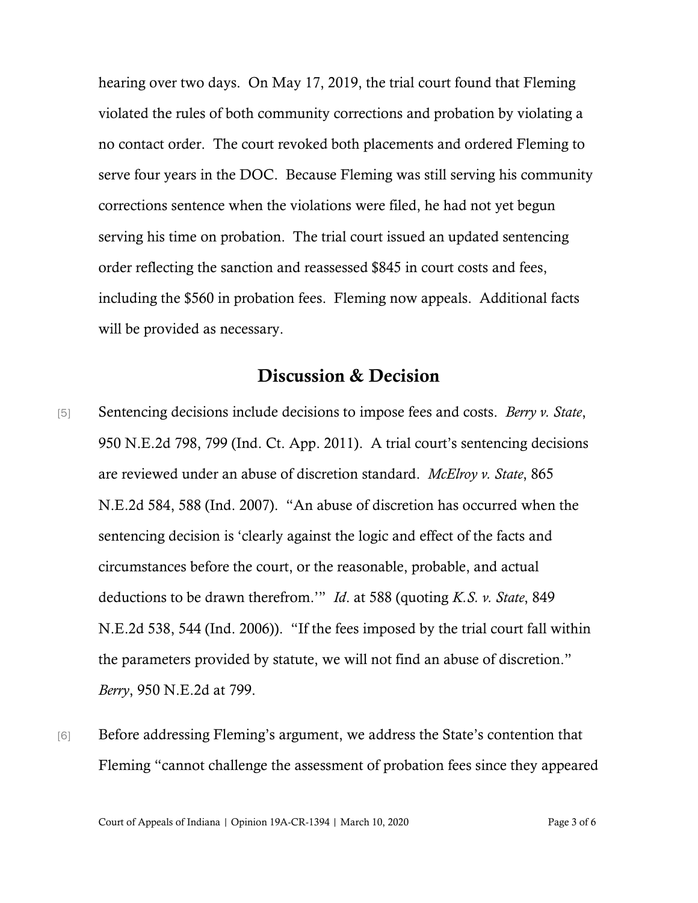hearing over two days. On May 17, 2019, the trial court found that Fleming violated the rules of both community corrections and probation by violating a no contact order. The court revoked both placements and ordered Fleming to serve four years in the DOC. Because Fleming was still serving his community corrections sentence when the violations were filed, he had not yet begun serving his time on probation. The trial court issued an updated sentencing order reflecting the sanction and reassessed $845 in court costs and fees, including the $560 in probation fees. Fleming now appeals. Additional facts will be provided as necessary.

## Discussion & Decision

[5] Sentencing decisions include decisions to impose fees and costs. *Berry v. State*, 950 N.E.2d 798, 799 (Ind. Ct. App. 2011). A trial court's sentencing decisions are reviewed under an abuse of discretion standard. *McElroy v. State*, 865 N.E.2d 584, 588 (Ind. 2007). "An abuse of discretion has occurred when the sentencing decision is 'clearly against the logic and effect of the facts and circumstances before the court, or the reasonable, probable, and actual deductions to be drawn therefrom.'" *Id*. at 588 (quoting *K.S. v. State*, 849 N.E.2d 538, 544 (Ind. 2006)). "If the fees imposed by the trial court fall within the parameters provided by statute, we will not find an abuse of discretion." *Berry*, 950 N.E.2d at 799.

[6] Before addressing Fleming's argument, we address the State's contention that Fleming "cannot challenge the assessment of probation fees since they appeared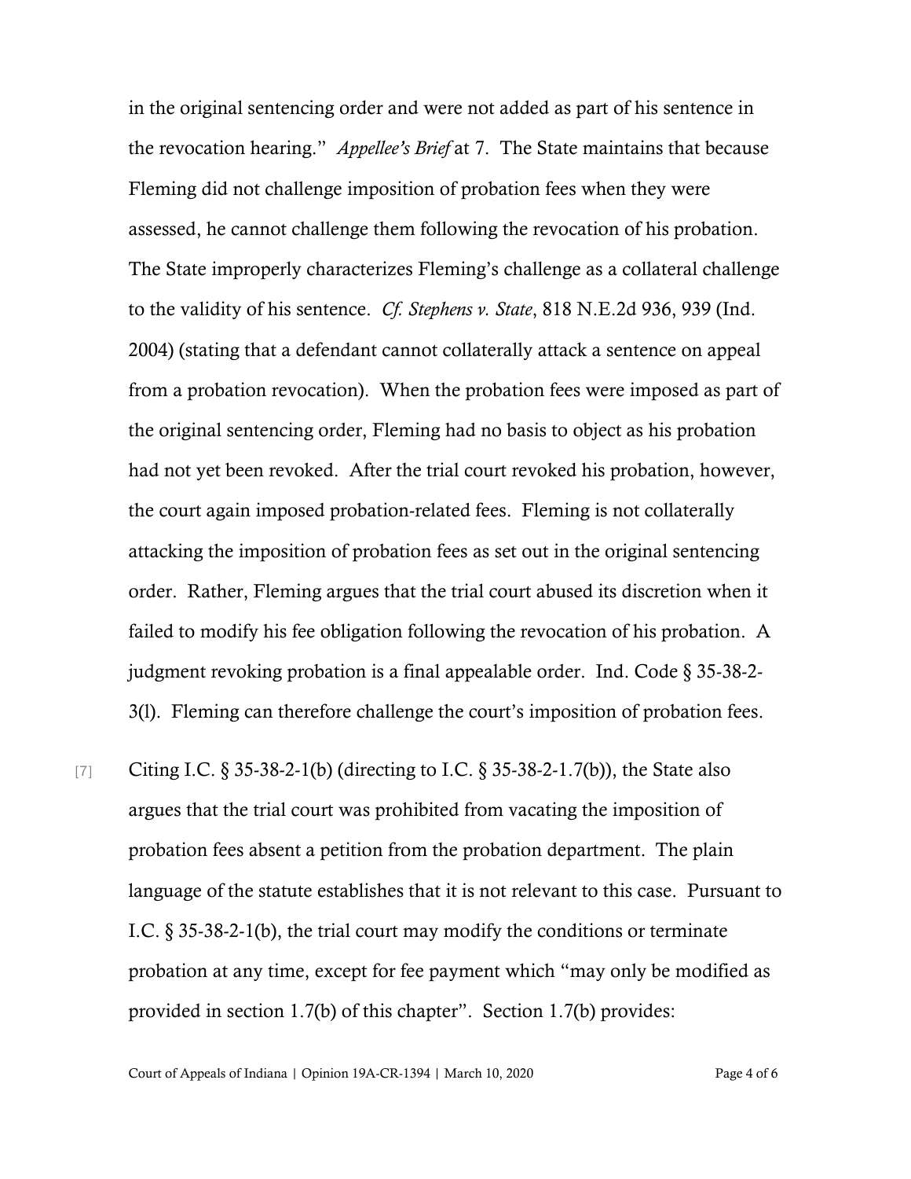in the original sentencing order and were not added as part of his sentence in the revocation hearing." *Appellee's Brief* at 7. The State maintains that because Fleming did not challenge imposition of probation fees when they were assessed, he cannot challenge them following the revocation of his probation. The State improperly characterizes Fleming's challenge as a collateral challenge to the validity of his sentence. *Cf. Stephens v. State*, 818 N.E.2d 936, 939 (Ind. 2004) (stating that a defendant cannot collaterally attack a sentence on appeal from a probation revocation). When the probation fees were imposed as part of the original sentencing order, Fleming had no basis to object as his probation had not yet been revoked. After the trial court revoked his probation, however, the court again imposed probation-related fees. Fleming is not collaterally attacking the imposition of probation fees as set out in the original sentencing order. Rather, Fleming argues that the trial court abused its discretion when it failed to modify his fee obligation following the revocation of his probation. A judgment revoking probation is a final appealable order. Ind. Code § 35-38-2-3(l). Fleming can therefore challenge the court's imposition of probation fees.

[7] Citing I.C. § 35-38-2-1(b) (directing to I.C. § 35-38-2-1.7(b)), the State also argues that the trial court was prohibited from vacating the imposition of probation fees absent a petition from the probation department. The plain language of the statute establishes that it is not relevant to this case. Pursuant to I.C. § 35-38-2-1(b), the trial court may modify the conditions or terminate probation at any time, except for fee payment which "may only be modified as provided in section 1.7(b) of this chapter". Section 1.7(b) provides: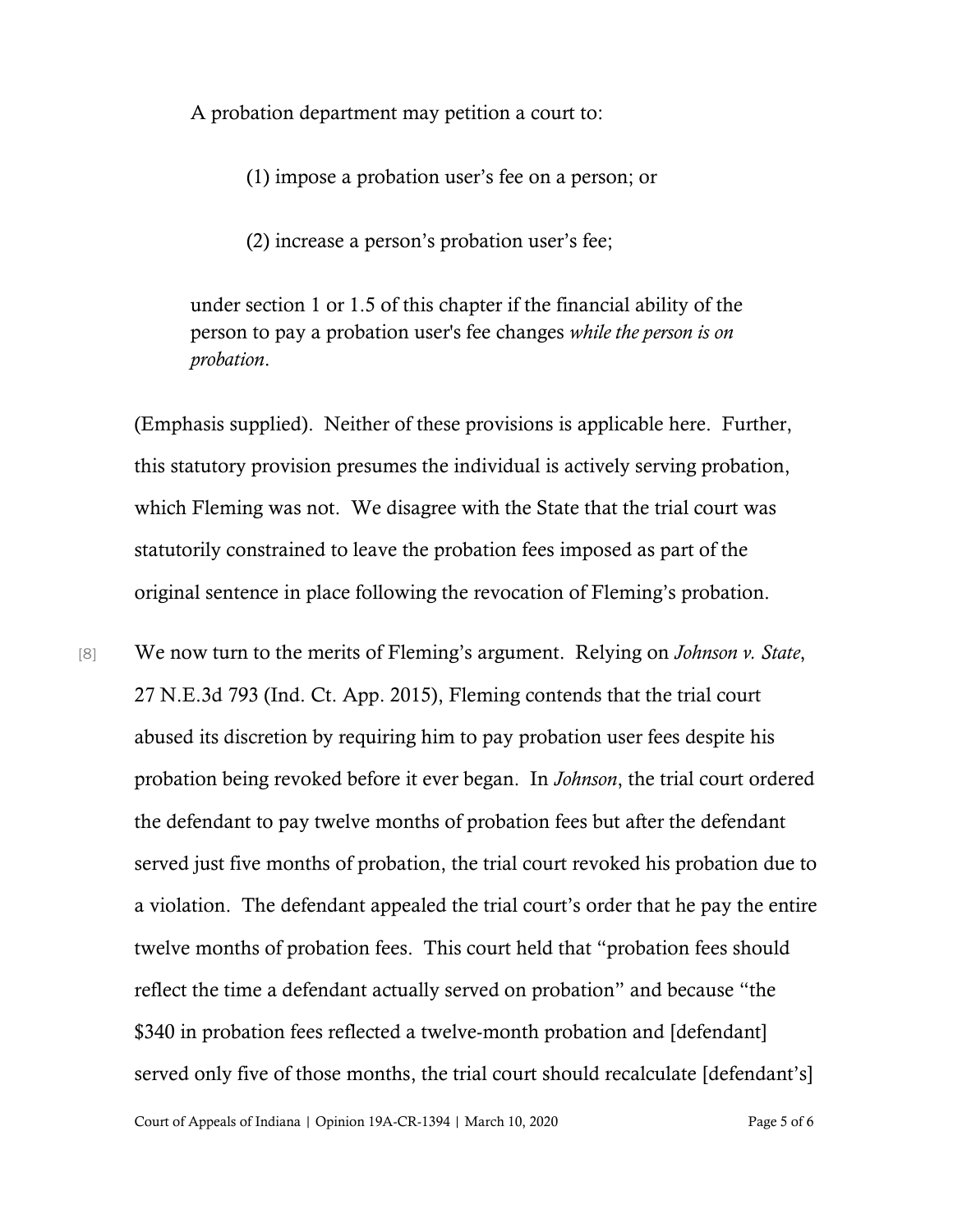A probation department may petition a court to:

> (1) impose a probation user's fee on a person; or
>
> (2) increase a person's probation user's fee;

under section 1 or 1.5 of this chapter if the financial ability of the person to pay a probation user's fee changes *while the person is on probation*.

(Emphasis supplied). Neither of these provisions is applicable here. Further, this statutory provision presumes the individual is actively serving probation, which Fleming was not. We disagree with the State that the trial court was statutorily constrained to leave the probation fees imposed as part of the original sentence in place following the revocation of Fleming's probation.

[8] We now turn to the merits of Fleming's argument. Relying on *Johnson v. State*, 27 N.E.3d 793 (Ind. Ct. App. 2015), Fleming contends that the trial court abused its discretion by requiring him to pay probation user fees despite his probation being revoked before it ever began. In *Johnson*, the trial court ordered the defendant to pay twelve months of probation fees but after the defendant served just five months of probation, the trial court revoked his probation due to a violation. The defendant appealed the trial court's order that he pay the entire twelve months of probation fees. This court held that "probation fees should reflect the time a defendant actually served on probation" and because "the $340 in probation fees reflected a twelve-month probation and [defendant] served only five of those months, the trial court should recalculate [defendant's]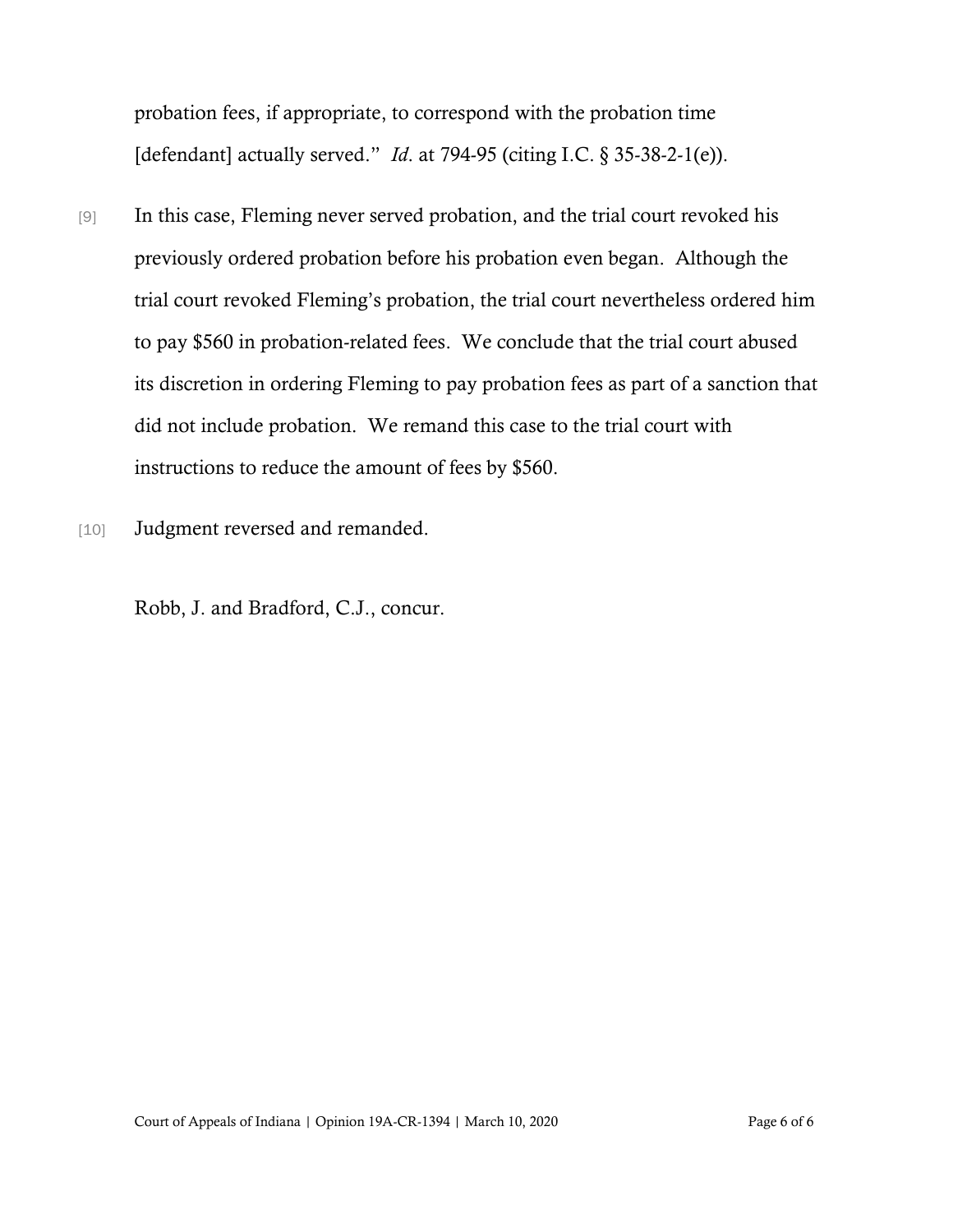probation fees, if appropriate, to correspond with the probation time [defendant] actually served." *Id*. at 794-95 (citing I.C. § 35-38-2-1(e)).

[9] In this case, Fleming never served probation, and the trial court revoked his previously ordered probation before his probation even began. Although the trial court revoked Fleming's probation, the trial court nevertheless ordered him to pay $560 in probation-related fees. We conclude that the trial court abused its discretion in ordering Fleming to pay probation fees as part of a sanction that did not include probation. We remand this case to the trial court with instructions to reduce the amount of fees by $560.

[10] Judgment reversed and remanded.

Robb, J. and Bradford, C.J., concur.